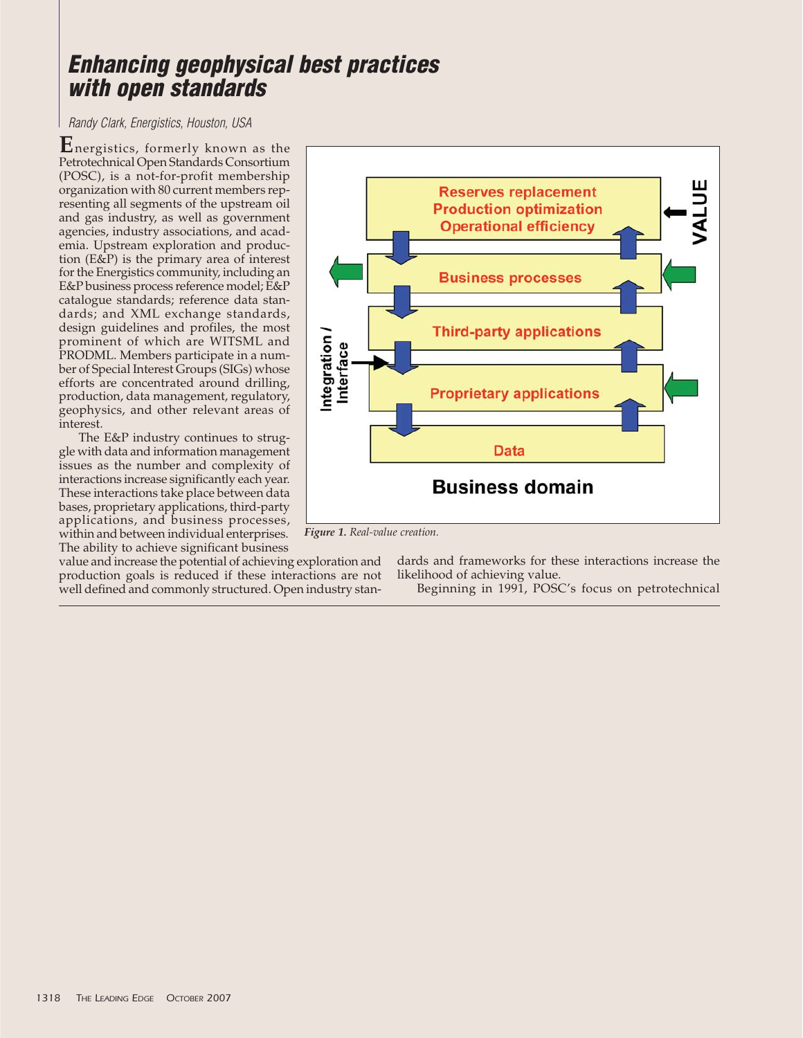# Enhancing geophysical best practices with open standards

*Randy Clark, Energistics, Houston, USA*

Energistics, formerly known as the Petrotechnical Open Standards Consortium (POSC), is a not-for-profit membership organization with 80 current members representing all segments of the upstream oil and gas industry, as well as government agencies, industry associations, and academia. Upstream exploration and production (E&P) is the primary area of interest for the Energistics community, including an E&P business process reference model; E&P catalogue standards; reference data standards; and XML exchange standards, design guidelines and profiles, the most prominent of which are WITSML and PRODML. Members participate in a number of Special Interest Groups (SIGs) whose efforts are concentrated around drilling, production, data management, regulatory, geophysics, and other relevant areas of interest.

The E&P industry continues to struggle with data and information management issues as the number and complexity of interactions increase significantly each year. These interactions take place between databases, proprietary applications, third-party applications, and business processes, within and between individual enterprises. The ability to achieve significant business value and increase the potential of achieving exploration and production goals is reduced if these interactions are not well defined and commonly structured. Open industry standards and frameworks for these interactions increase the likelihood of achieving value.

*Figure 1. Real-value creation.*

Beginning in 1991, POSC's focus on petrotechnical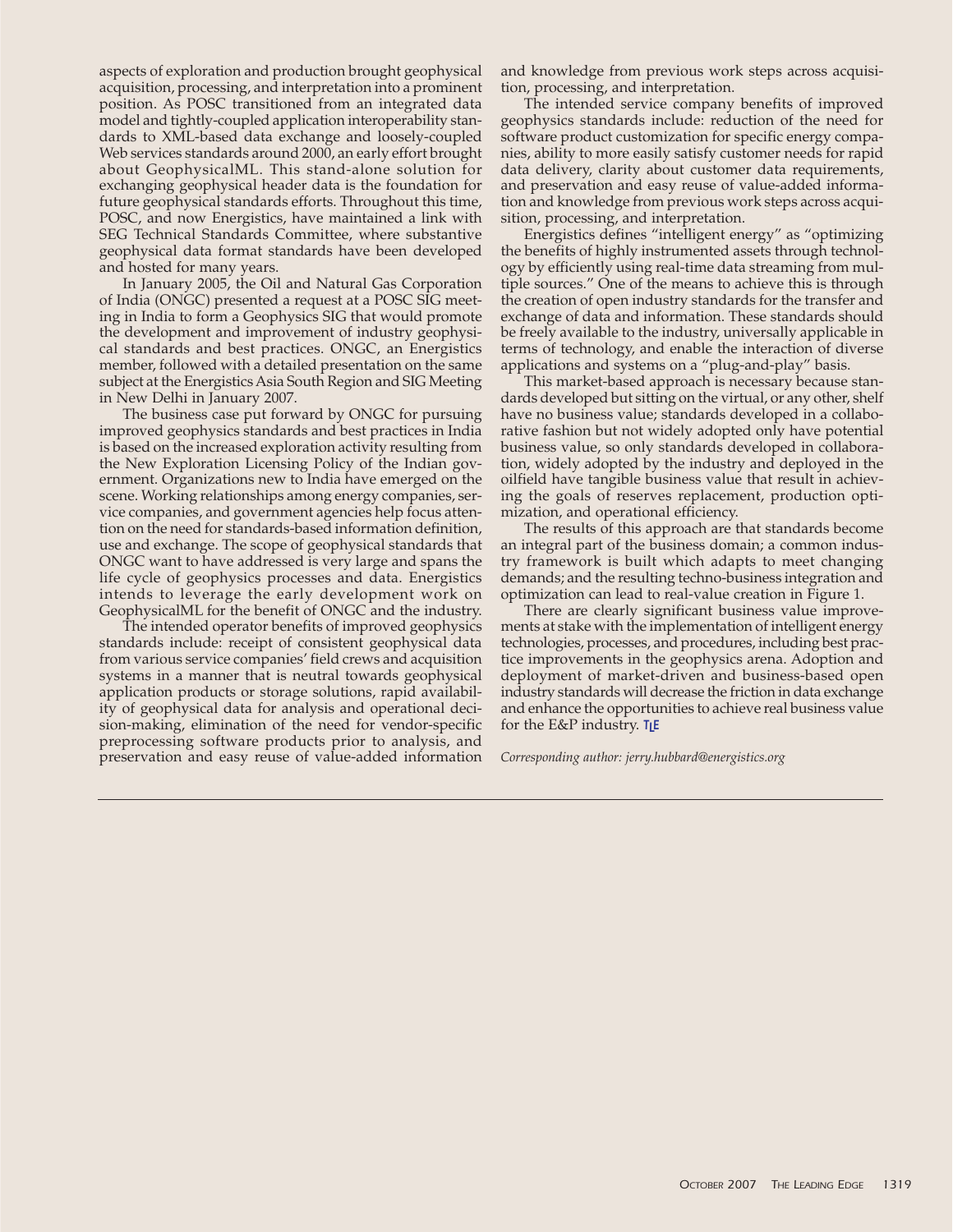aspects of exploration and production brought geophysical acquisition, processing, and interpretation into a prominent position. As POSC transitioned from an integrated data model and tightly-coupled application interoperability standards to XML-based data exchange and loosely-coupled Web services standards around 2000, an early effort brought about GeophysicalML. This stand-alone solution for exchanging geophysical header data is the foundation for future geophysical standards efforts. Throughout this time, POSC, and now Energistics, have maintained a link with SEG Technical Standards Committee, where substantive geophysical data format standards have been developed and hosted for many years.

In January 2005, the Oil and Natural Gas Corporation of India (ONGC) presented a request at a POSC SIG meeting in India to form a Geophysics SIG that would promote the development and improvement of industry geophysical standards and best practices. ONGC, an Energistics member, followed with a detailed presentation on the same subject at the Energistics Asia South Region and SIG Meeting in New Delhi in January 2007.

The business case put forward by ONGC for pursuing improved geophysics standards and best practices in India is based on the increased exploration activity resulting from the New Exploration Licensing Policy of the Indian government. Organizations new to India have emerged on the scene. Working relationships among energy companies, service companies, and government agencies help focus attention on the need for standards-based information definition, use and exchange. The scope of geophysical standards that ONGC want to have addressed is very large and spans the life cycle of geophysics processes and data. Energistics intends to leverage the early development work on GeophysicalML for the benefit of ONGC and the industry.

The intended operator benefits of improved geophysics standards include: receipt of consistent geophysical data from various service companies' field crews and acquisition systems in a manner that is neutral towards geophysical application products or storage solutions, rapid availability of geophysical data for analysis and operational decision-making, elimination of the need for vendor-specific preprocessing software products prior to analysis, and preservation and easy reuse of value-added information and knowledge from previous work steps across acquisition, processing, and interpretation.

The intended service company benefits of improved geophysics standards include: reduction of the need for software product customization for specific energy companies, ability to more easily satisfy customer needs for rapid data delivery, clarity about customer data requirements, and preservation and easy reuse of value-added information and knowledge from previous work steps across acquisition, processing, and interpretation.

Energistics defines "intelligent energy" as "optimizing the benefits of highly instrumented assets through technology by efficiently using real-time data streaming from multiple sources." One of the means to achieve this is through the creation of open industry standards for the transfer and exchange of data and information. These standards should be freely available to the industry, universally applicable in terms of technology, and enable the interaction of diverse applications and systems on a "plug-and-play" basis.

This market-based approach is necessary because standards developed but sitting on the virtual, or any other, shelf have no business value; standards developed in a collaborative fashion but not widely adopted only have potential business value, so only standards developed in collaboration, widely adopted by the industry and deployed in the oilfield have tangible business value that result in achieving the goals of reserves replacement, production optimization, and operational efficiency.

The results of this approach are that standards become an integral part of the business domain; a common industry framework is built which adapts to meet changing demands; and the resulting techno-business integration and optimization can lead to real-value creation in Figure 1.

There are clearly significant business value improvements at stake with the implementation of intelligent energy technologies, processes, and procedures, including best practice improvements in the geophysics arena. Adoption and deployment of market-driven and business-based open industry standards will decrease the friction in data exchange and enhance the opportunities to achieve real business value for the E&P industry. TLE

*Corresponding author: jerry.hubbard@energistics.org*